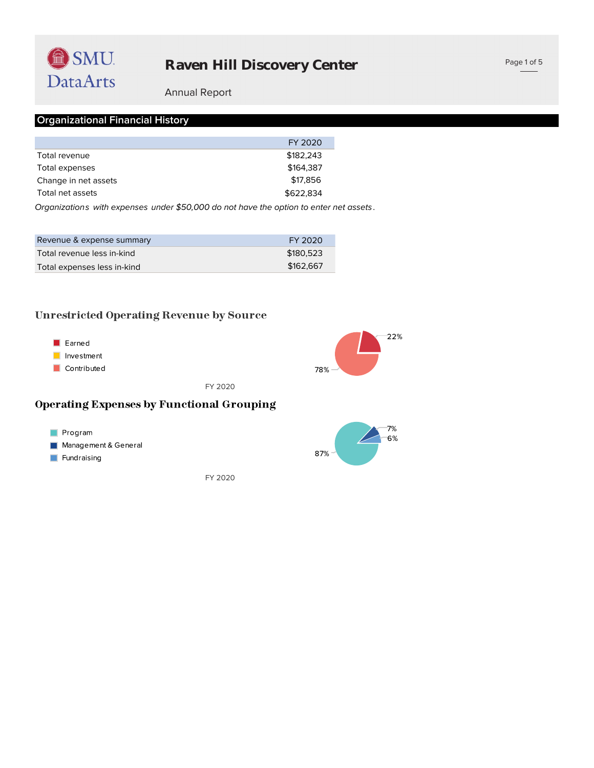# Raven Hill Discovery Center

Annual Report

## Organizational Financial History

| | FY 2020 |
|---|---|
| Total revenue | $182,243 |
| Total expenses | $164,387 |
| Change in net assets | $17,856 |
| Total net assets | $622,834 |

*Organizations with expenses under $50,000 do not have the option to enter net assets.*

| Revenue & expense summary | FY 2020 |
|---|---|
| Total revenue less in-kind | $180,523 |
| Total expenses less in-kind | $162,667 |

### Unrestricted Operating Revenue by Source

- Earned
- Investment
- Contributed

22%

78%

FY 2020

### Operating Expenses by Functional Grouping

- Program
- Management & General
- Fundraising

7%

6%

87%

FY 2020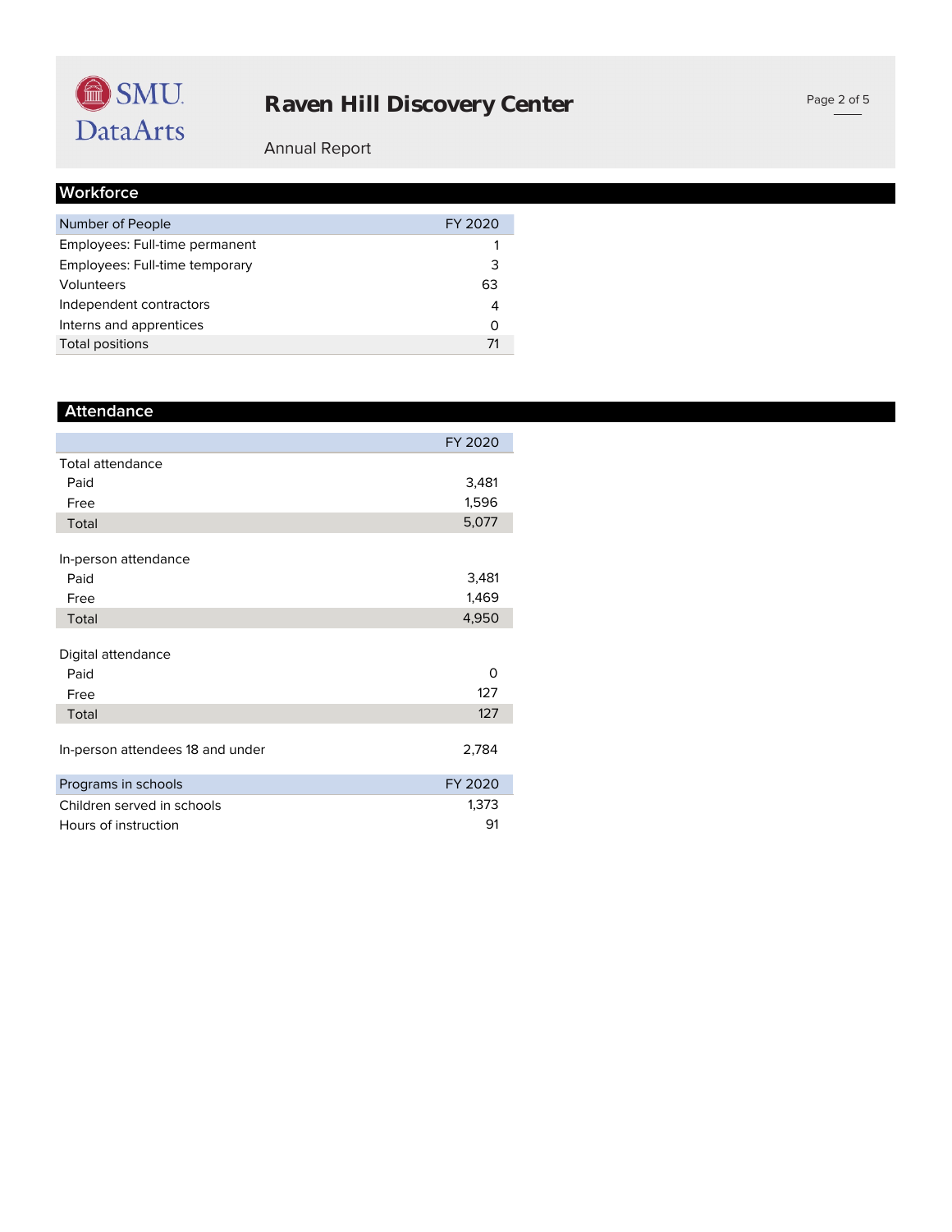# Raven Hill Discovery Center

Annual Report

## Workforce

| Number of People | FY 2020 |
|---|---|
| Employees: Full-time permanent | 1 |
| Employees: Full-time temporary | 3 |
| Volunteers | 63 |
| Independent contractors | 4 |
| Interns and apprentices | 0 |
| Total positions | 71 |

## Attendance

| | FY 2020 |
|---|---|
| **Total attendance** | |
| Paid | 3,481 |
| Free | 1,596 |
| Total | 5,077 |
| **In-person attendance** | |
| Paid | 3,481 |
| Free | 1,469 |
| Total | 4,950 |
| **Digital attendance** | |
| Paid | 0 |
| Free | 127 |
| Total | 127 |
| In-person attendees 18 and under | 2,784 |

| Programs in schools | FY 2020 |
|---|---|
| Children served in schools | 1,373 |
| Hours of instruction | 91 |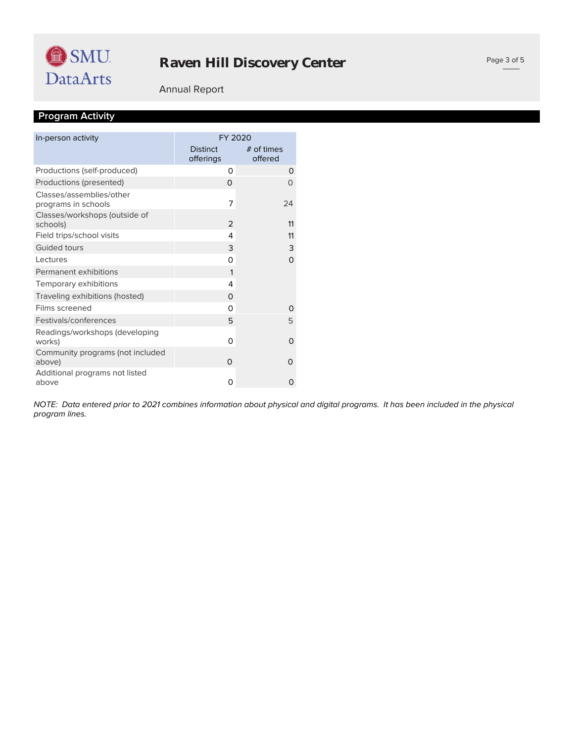# Raven Hill Discovery Center

Annual Report

## Program Activity

| In-person activity | FY 2020 | |
|---|---|---|
| | Distinct offerings | # of times offered |
| Productions (self-produced) | 0 | 0 |
| Productions (presented) | 0 | 0 |
| Classes/assemblies/other programs in schools | 7 | 24 |
| Classes/workshops (outside of schools) | 2 | 11 |
| Field trips/school visits | 4 | 11 |
| Guided tours | 3 | 3 |
| Lectures | 0 | 0 |
| Permanent exhibitions | 1 | |
| Temporary exhibitions | 4 | |
| Traveling exhibitions (hosted) | 0 | |
| Films screened | 0 | 0 |
| Festivals/conferences | 5 | 5 |
| Readings/workshops (developing works) | 0 | 0 |
| Community programs (not included above) | 0 | 0 |
| Additional programs not listed above | 0 | 0 |

*NOTE: Data entered prior to 2021 combines information about physical and digital programs. It has been included in the physical program lines.*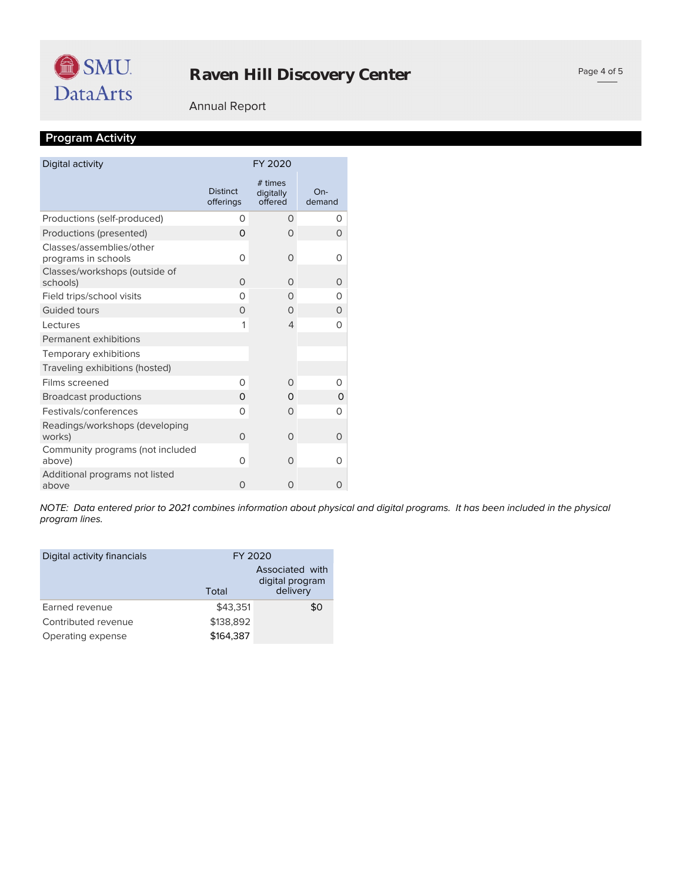# Raven Hill Discovery Center

Annual Report

## Program Activity

| Digital activity | FY 2020 | | |
|---|---|---|---|
| | Distinct offerings | # times digitally offered | On-demand |
| Productions (self-produced) | 0 | 0 | 0 |
| Productions (presented) | 0 | 0 | 0 |
| Classes/assemblies/other programs in schools | 0 | 0 | 0 |
| Classes/workshops (outside of schools) | 0 | 0 | 0 |
| Field trips/school visits | 0 | 0 | 0 |
| Guided tours | 0 | 0 | 0 |
| Lectures | 1 | 4 | 0 |
| Permanent exhibitions | | | |
| Temporary exhibitions | | | |
| Traveling exhibitions (hosted) | | | |
| Films screened | 0 | 0 | 0 |
| Broadcast productions | 0 | 0 | 0 |
| Festivals/conferences | 0 | 0 | 0 |
| Readings/workshops (developing works) | 0 | 0 | 0 |
| Community programs (not included above) | 0 | 0 | 0 |
| Additional programs not listed above | 0 | 0 | 0 |

*NOTE: Data entered prior to 2021 combines information about physical and digital programs. It has been included in the physical program lines.*

| Digital activity financials | FY 2020 | |
|---|---|---|
| | Total | Associated with digital program delivery |
| Earned revenue | $43,351 | $0 |
| Contributed revenue | $138,892 | |
| Operating expense | $164,387 | |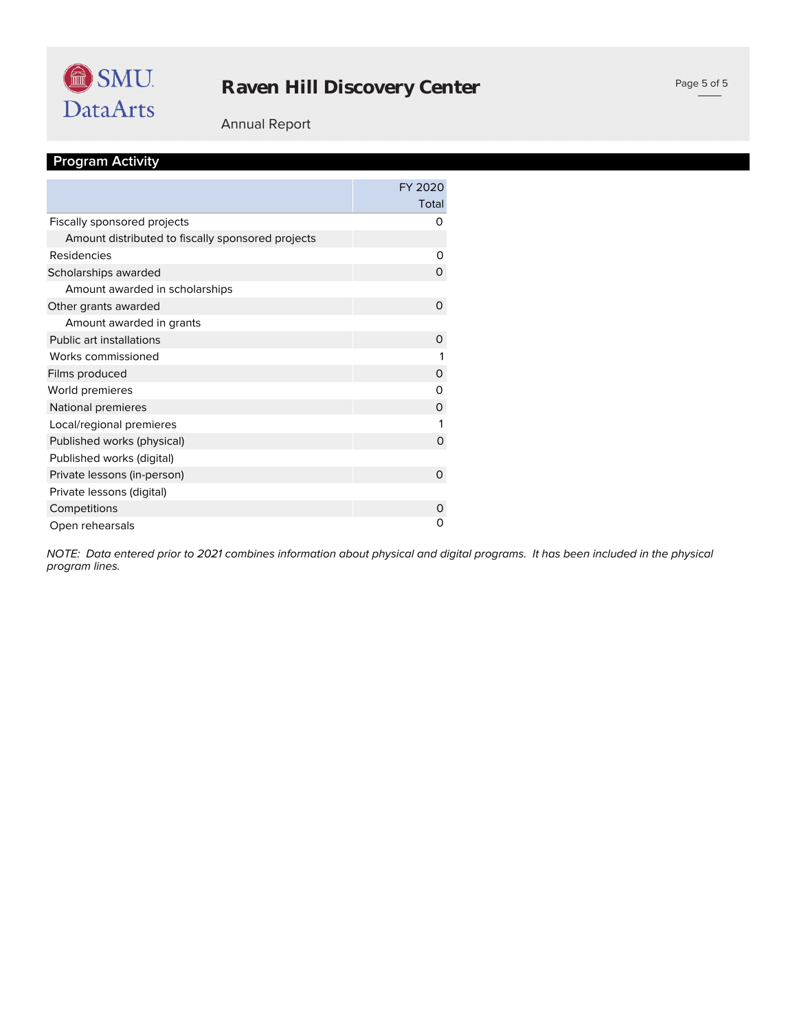# Raven Hill Discovery Center

Annual Report

## Program Activity

| | FY 2020 Total |
|---|---|
| Fiscally sponsored projects | 0 |
| Amount distributed to fiscally sponsored projects | |
| Residencies | 0 |
| Scholarships awarded | 0 |
| Amount awarded in scholarships | |
| Other grants awarded | 0 |
| Amount awarded in grants | |
| Public art installations | 0 |
| Works commissioned | 1 |
| Films produced | 0 |
| World premieres | 0 |
| National premieres | 0 |
| Local/regional premieres | 1 |
| Published works (physical) | 0 |
| Published works (digital) | |
| Private lessons (in-person) | 0 |
| Private lessons (digital) | |
| Competitions | 0 |
| Open rehearsals | 0 |

*NOTE: Data entered prior to 2021 combines information about physical and digital programs. It has been included in the physical program lines.*